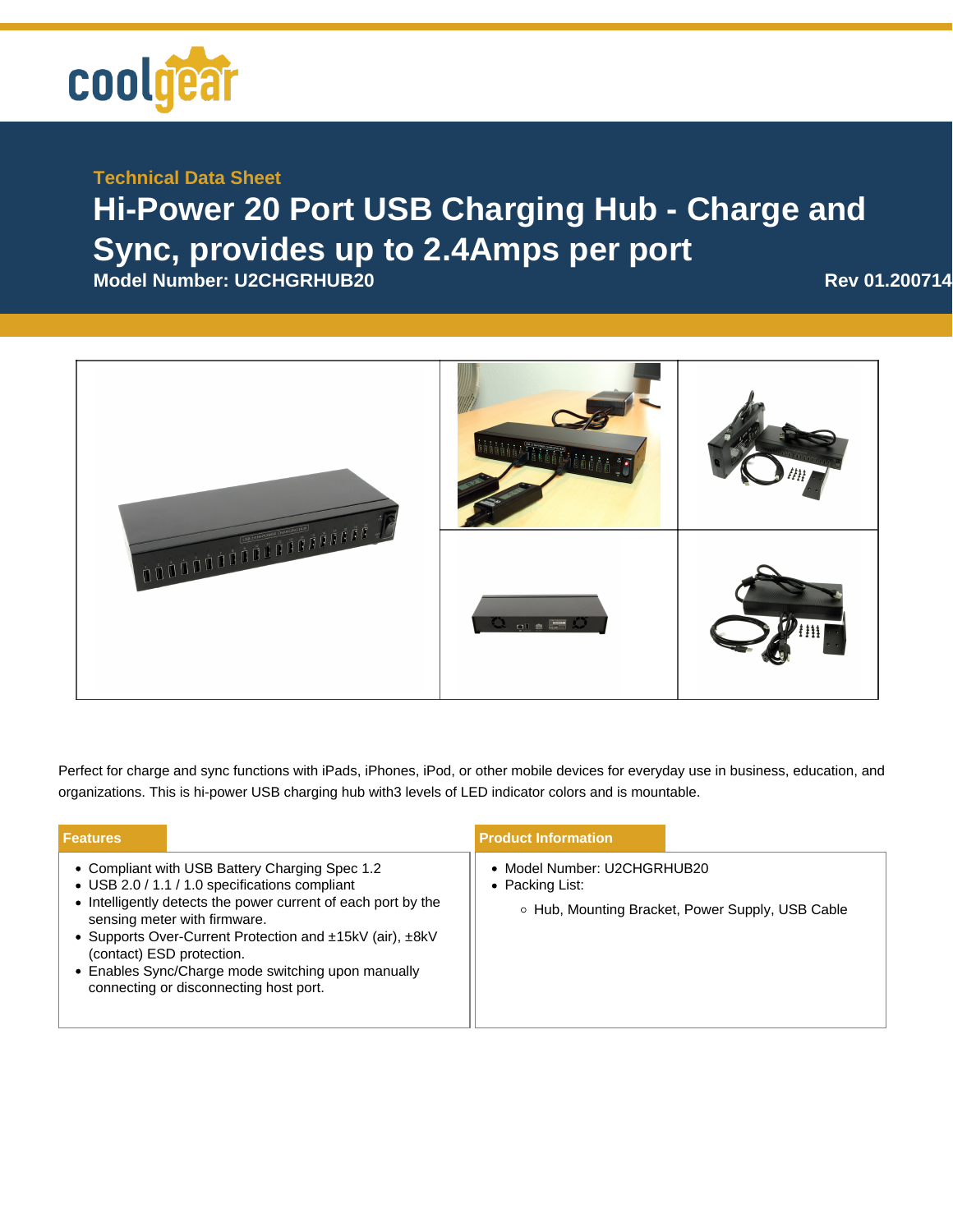coolgear

Technical Data Sheet

# Hi-Power 20 Port USB Charging Hub - Charge and Sync, provides up to 2.4Amps per port

**Model Number: U2CHGRHUB20** **Rev 01.200714**

Perfect for charge and sync functions with iPads, iPhones, iPod, or other mobile devices for everyday use in business, education, and organizations. This is hi-power USB charging hub with3 levels of LED indicator colors and is mountable.

## Features

- Compliant with USB Battery Charging Spec 1.2
- USB 2.0 / 1.1 / 1.0 specifications compliant
- Intelligently detects the power current of each port by the sensing meter with firmware.
- Supports Over-Current Protection and ±15kV (air), ±8kV (contact) ESD protection.
- Enables Sync/Charge mode switching upon manually connecting or disconnecting host port.

## Product Information

- Model Number: U2CHGRHUB20
- Packing List:
  - Hub, Mounting Bracket, Power Supply, USB Cable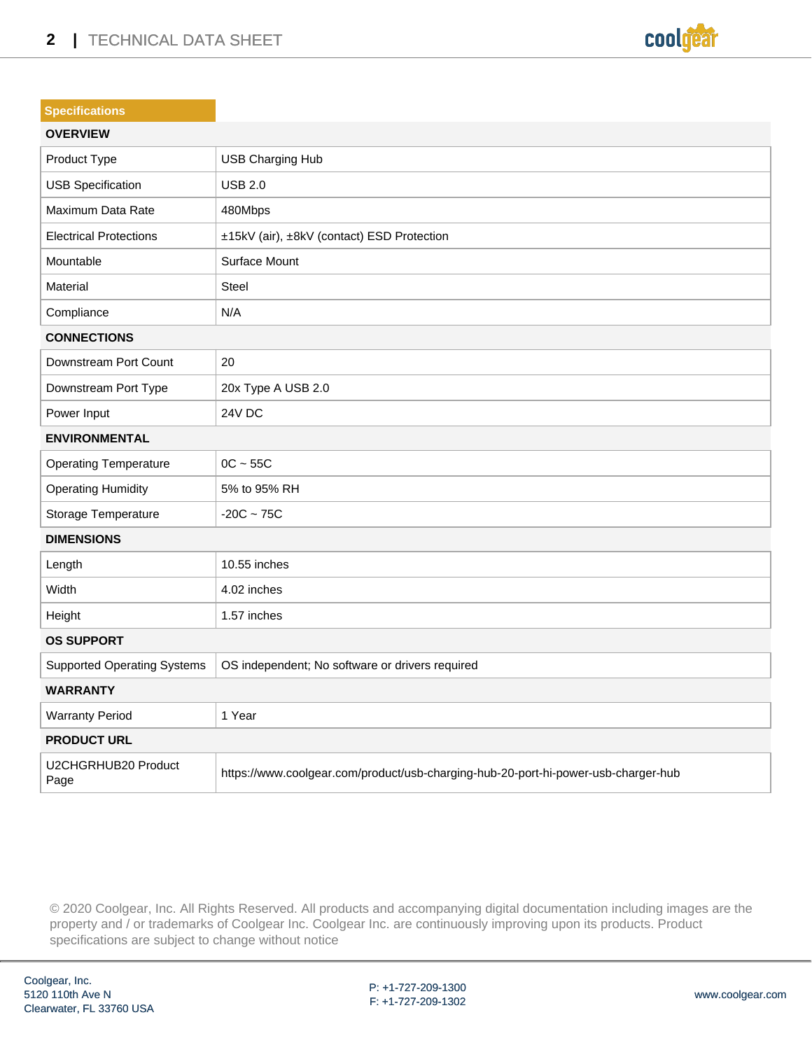## Specifications

| | |
|---|---|
| **OVERVIEW** | |
| Product Type | USB Charging Hub |
| USB Specification | USB 2.0 |
| Maximum Data Rate | 480Mbps |
| Electrical Protections | ±15kV (air), ±8kV (contact) ESD Protection |
| Mountable | Surface Mount |
| Material | Steel |
| Compliance | N/A |
| **CONNECTIONS** | |
| Downstream Port Count | 20 |
| Downstream Port Type | 20x Type A USB 2.0 |
| Power Input | 24V DC |
| **ENVIRONMENTAL** | |
| Operating Temperature | 0C ~ 55C |
| Operating Humidity | 5% to 95% RH |
| Storage Temperature | -20C ~ 75C |
| **DIMENSIONS** | |
| Length | 10.55 inches |
| Width | 4.02 inches |
| Height | 1.57 inches |
| **OS SUPPORT** | |
| Supported Operating Systems | OS independent; No software or drivers required |
| **WARRANTY** | |
| Warranty Period | 1 Year |
| **PRODUCT URL** | |
| U2CHGRHUB20 Product Page | https://www.coolgear.com/product/usb-charging-hub-20-port-hi-power-usb-charger-hub |

© 2020 Coolgear, Inc. All Rights Reserved. All products and accompanying digital documentation including images are the property and / or trademarks of Coolgear Inc. Coolgear Inc. are continuously improving upon its products. Product specifications are subject to change without notice

Coolgear, Inc.
5120 110th Ave N
Clearwater, FL 33760 USA

P: +1-727-209-1300
F: +1-727-209-1302

www.coolgear.com